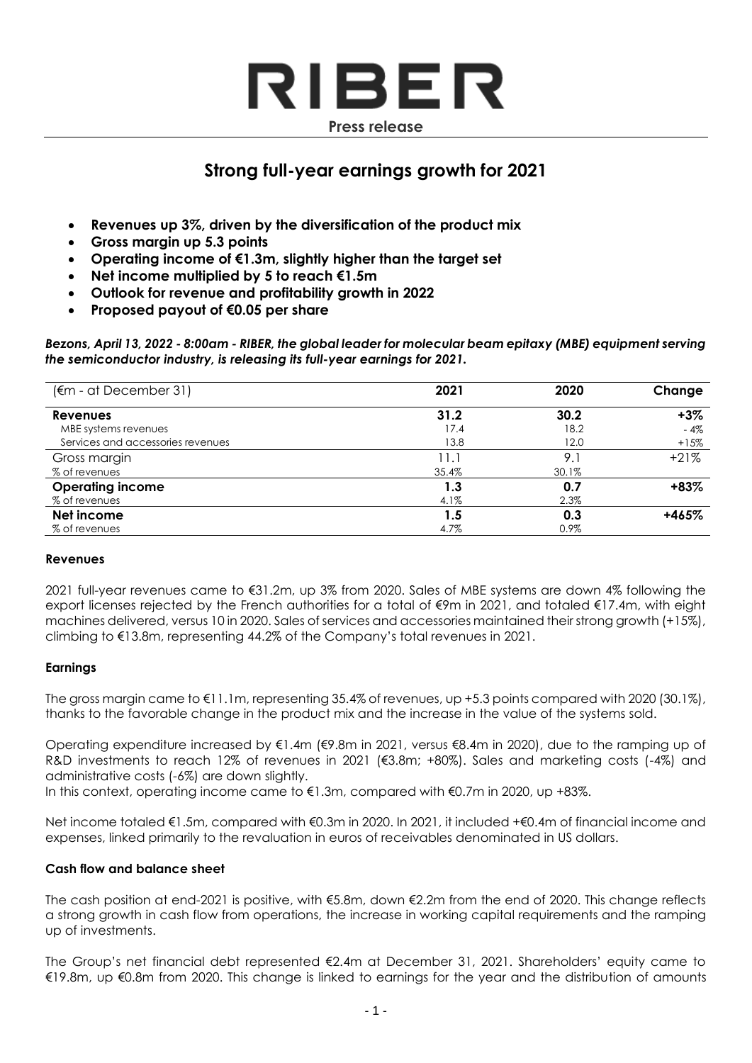# RIBER

**Press release**

## Strong full-year earnings growth for 2021

- **Revenues up 3%, driven by the diversification of the product mix**
- **Gross margin up 5.3 points**
- **Operating income of €1.3m, slightly higher than the target set**
- **Net income multiplied by 5 to reach €1.5m**
- **Outlook for revenue and profitability growth in 2022**
- **Proposed payout of €0.05 per share**

***Bezons, April 13, 2022 - 8:00am - RIBER, the global leader for molecular beam epitaxy (MBE) equipment serving the semiconductor industry, is releasing its full-year earnings for 2021.***

| (€m - at December 31) | 2021 | 2020 | Change |
|---|---|---|---|
| **Revenues** | **31.2** | **30.2** | **+3%** |
| MBE systems revenues | 17.4 | 18.2 | - 4% |
| Services and accessories revenues | 13.8 | 12.0 | +15% |
| Gross margin | 11.1 | 9.1 | +21% |
| % of revenues | 35.4% | 30.1% | |
| **Operating income** | **1.3** | **0.7** | **+83%** |
| % of revenues | 4.1% | 2.3% | |
| **Net income** | **1.5** | **0.3** | **+465%** |
| % of revenues | 4.7% | 0.9% | |

### Revenues

2021 full-year revenues came to €31.2m, up 3% from 2020. Sales of MBE systems are down 4% following the export licenses rejected by the French authorities for a total of €9m in 2021, and totaled €17.4m, with eight machines delivered, versus 10 in 2020. Sales of services and accessories maintained their strong growth (+15%), climbing to €13.8m, representing 44.2% of the Company's total revenues in 2021.

### Earnings

The gross margin came to €11.1m, representing 35.4% of revenues, up +5.3 points compared with 2020 (30.1%), thanks to the favorable change in the product mix and the increase in the value of the systems sold.

Operating expenditure increased by €1.4m (€9.8m in 2021, versus €8.4m in 2020), due to the ramping up of R&D investments to reach 12% of revenues in 2021 (€3.8m; +80%). Sales and marketing costs (-4%) and administrative costs (-6%) are down slightly.
In this context, operating income came to €1.3m, compared with €0.7m in 2020, up +83%.

Net income totaled €1.5m, compared with €0.3m in 2020. In 2021, it included +€0.4m of financial income and expenses, linked primarily to the revaluation in euros of receivables denominated in US dollars.

### Cash flow and balance sheet

The cash position at end-2021 is positive, with €5.8m, down €2.2m from the end of 2020. This change reflects a strong growth in cash flow from operations, the increase in working capital requirements and the ramping up of investments.

The Group's net financial debt represented €2.4m at December 31, 2021. Shareholders' equity came to €19.8m, up €0.8m from 2020. This change is linked to earnings for the year and the distribution of amounts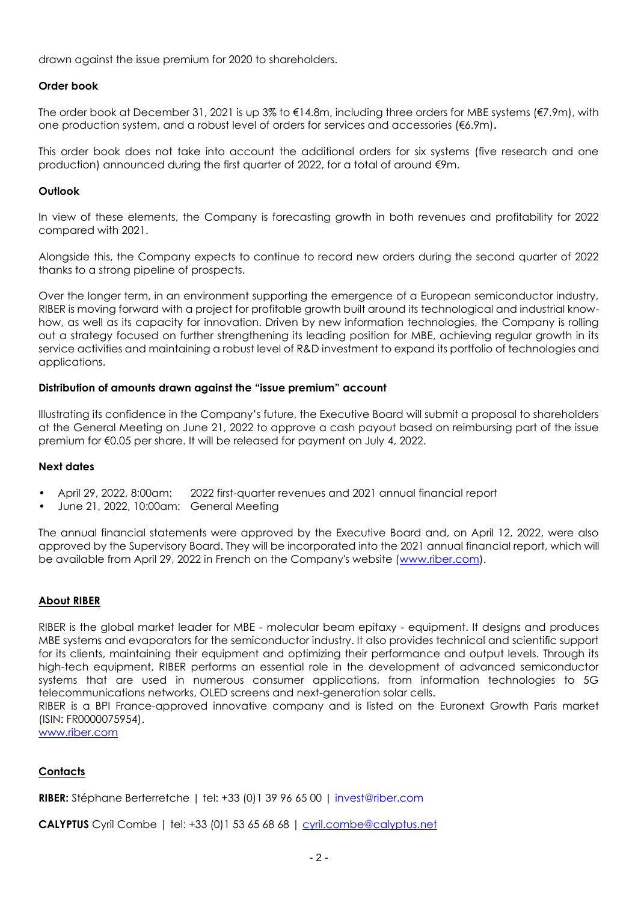drawn against the issue premium for 2020 to shareholders.

**Order book**

The order book at December 31, 2021 is up 3% to €14.8m, including three orders for MBE systems (€7.9m), with one production system, and a robust level of orders for services and accessories (€6.9m)**.**

This order book does not take into account the additional orders for six systems (five research and one production) announced during the first quarter of 2022, for a total of around €9m.

**Outlook**

In view of these elements, the Company is forecasting growth in both revenues and profitability for 2022 compared with 2021.

Alongside this, the Company expects to continue to record new orders during the second quarter of 2022 thanks to a strong pipeline of prospects.

Over the longer term, in an environment supporting the emergence of a European semiconductor industry, RIBER is moving forward with a project for profitable growth built around its technological and industrial know-how, as well as its capacity for innovation. Driven by new information technologies, the Company is rolling out a strategy focused on further strengthening its leading position for MBE, achieving regular growth in its service activities and maintaining a robust level of R&D investment to expand its portfolio of technologies and applications.

**Distribution of amounts drawn against the "issue premium" account**

Illustrating its confidence in the Company's future, the Executive Board will submit a proposal to shareholders at the General Meeting on June 21, 2022 to approve a cash payout based on reimbursing part of the issue premium for €0.05 per share. It will be released for payment on July 4, 2022.

**Next dates**

- April 29, 2022, 8:00am: 2022 first-quarter revenues and 2021 annual financial report
- June 21, 2022, 10:00am: General Meeting

The annual financial statements were approved by the Executive Board and, on April 12, 2022, were also approved by the Supervisory Board. They will be incorporated into the 2021 annual financial report, which will be available from April 29, 2022 in French on the Company's website (www.riber.com).

**About RIBER**

RIBER is the global market leader for MBE - molecular beam epitaxy - equipment. It designs and produces MBE systems and evaporators for the semiconductor industry. It also provides technical and scientific support for its clients, maintaining their equipment and optimizing their performance and output levels. Through its high-tech equipment, RIBER performs an essential role in the development of advanced semiconductor systems that are used in numerous consumer applications, from information technologies to 5G telecommunications networks, OLED screens and next-generation solar cells.
RIBER is a BPI France-approved innovative company and is listed on the Euronext Growth Paris market (ISIN: FR0000075954).
www.riber.com

**Contacts**

**RIBER:** Stéphane Berterretche | tel: +33 (0)1 39 96 65 00 | invest@riber.com

**CALYPTUS** Cyril Combe | tel: +33 (0)1 53 65 68 68 | cyril.combe@calyptus.net